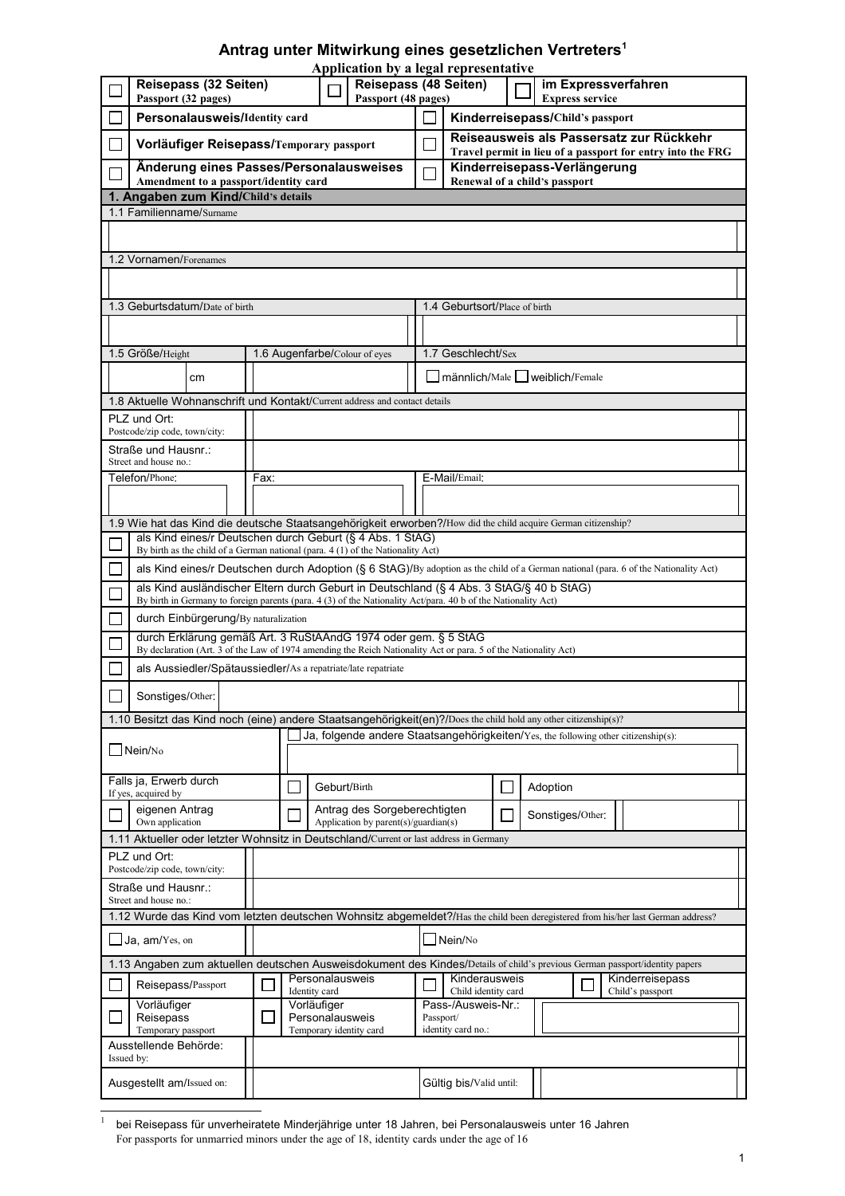# Antrag unter Mitwirkung eines gesetzlichen Vertreters[1]

**Application by a legal representative**

| | | | | | |
|---|---|---|---|---|---|
| ☐ | **Reisepass (32 Seiten)** Passport (32 pages) | ☐ | **Reisepass (48 Seiten)** Passport (48 pages) | ☐ | **im Expressverfahren** Express service |
| ☐ | **Personalausweis**/Identity card | | | ☐ | **Kinderreisepass**/Child's passport |
| ☐ | **Vorläufiger Reisepass**/Temporary passport | | | ☐ | **Reiseausweis als Passersatz zur Rückkehr** Travel permit in lieu of a passport for entry into the FRG |
| ☐ | **Änderung eines Passes/Personalausweises** Amendment to a passport/identity card | | | ☐ | **Kinderreisepass-Verlängerung** Renewal of a child's passport |

## 1. Angaben zum Kind/Child's details

| | |
|---|---|
| 1.1 Familienname/Surname | |
| | |
| 1.2 Vornamen/Forenames | |
| | |
| 1.3 Geburtsdatum/Date of birth | 1.4 Geburtsort/Place of birth |
| | |

| 1.5 Größe/Height | 1.6 Augenfarbe/Colour of eyes | 1.7 Geschlecht/Sex |
|---|---|---|
| cm | | ☐ männlich/Male ☐ weiblich/Female |

**1.8 Aktuelle Wohnanschrift und Kontakt**/Current address and contact details

| | | |
|---|---|---|
| PLZ und Ort: Postcode/zip code, town/city: | | |
| Straße und Hausnr.: Street and house no.: | | |
| Telefon/Phone: | Fax: | E-Mail/Email: |
| | | |

**1.9 Wie hat das Kind die deutsche Staatsangehörigkeit erworben?**/How did the child acquire German citizenship?

- ☐ als Kind eines/r Deutschen durch Geburt (§ 4 Abs. 1 StAG) — By birth as the child of a German national (para. 4 (1) of the Nationality Act)
- ☐ als Kind eines/r Deutschen durch Adoption (§ 6 StAG)/By adoption as the child of a German national (para. 6 of the Nationality Act)
- ☐ als Kind ausländischer Eltern durch Geburt in Deutschland (§ 4 Abs. 3 StAG/§ 40 b StAG) — By birth in Germany to foreign parents (para. 4 (3) of the Nationality Act/para. 40 b of the Nationality Act)
- ☐ durch Einbürgerung/By naturalization
- ☐ durch Erklärung gemäß Art. 3 RuStAAndG 1974 oder gem. § 5 StAG — By declaration (Art. 3 of the Law of 1974 amending the Reich Nationality Act or para. 5 of the Nationality Act)
- ☐ als Aussiedler/Spätaussiedler/As a repatriate/late repatriate
- ☐ Sonstiges/Other:

**1.10 Besitzt das Kind noch (eine) andere Staatsangehörigkeit(en)?**/Does the child hold any other citizenship(s)?

| | | | | | |
|---|---|---|---|---|---|
| ☐ Nein/No | ☐ Ja, folgende andere Staatsangehörigkeiten/Yes, the following other citizenship(s): | | | | |
| Falls ja, Erwerb durch If yes, acquired by | ☐ | Geburt/Birth | ☐ | Adoption | |
| ☐ eigenen Antrag Own application | ☐ | Antrag des Sorgeberechtigten Application by parent(s)/guardian(s) | ☐ | Sonstiges/Other: | |

**1.11 Aktueller oder letzter Wohnsitz in Deutschland**/Current or last address in Germany

| | |
|---|---|
| PLZ und Ort: Postcode/zip code, town/city: | |
| Straße und Hausnr.: Street and house no.: | |

**1.12 Wurde das Kind vom letzten deutschen Wohnsitz abgemeldet?**/Has the child been deregistered from his/her last German address?

| | | |
|---|---|---|
| ☐ Ja, am/Yes, on | | ☐ Nein/No |

**1.13 Angaben zum aktuellen deutschen Ausweisdokument des Kindes**/Details of child's previous German passport/identity papers

| | | | | | | | |
|---|---|---|---|---|---|---|---|
| ☐ | Reisepass/Passport | ☐ | Personalausweis Identity card | ☐ | Kinderausweis Child identity card | ☐ | Kinderreisepass Child's passport |
| ☐ | Vorläufiger Reisepass Temporary passport | ☐ | Vorläufiger Personalausweis Temporary identity card | | Pass-/Ausweis-Nr.: Passport/ identity card no.: | | |
| Ausstellende Behörde: Issued by: | | | | | | | |
| Ausgestellt am/Issued on: | | | | | Gültig bis/Valid until: | | |

[1] bei Reisepass für unverheiratete Minderjährige unter 18 Jahren, bei Personalausweis unter 16 Jahren
For passports for unmarried minors under the age of 18, identity cards under the age of 16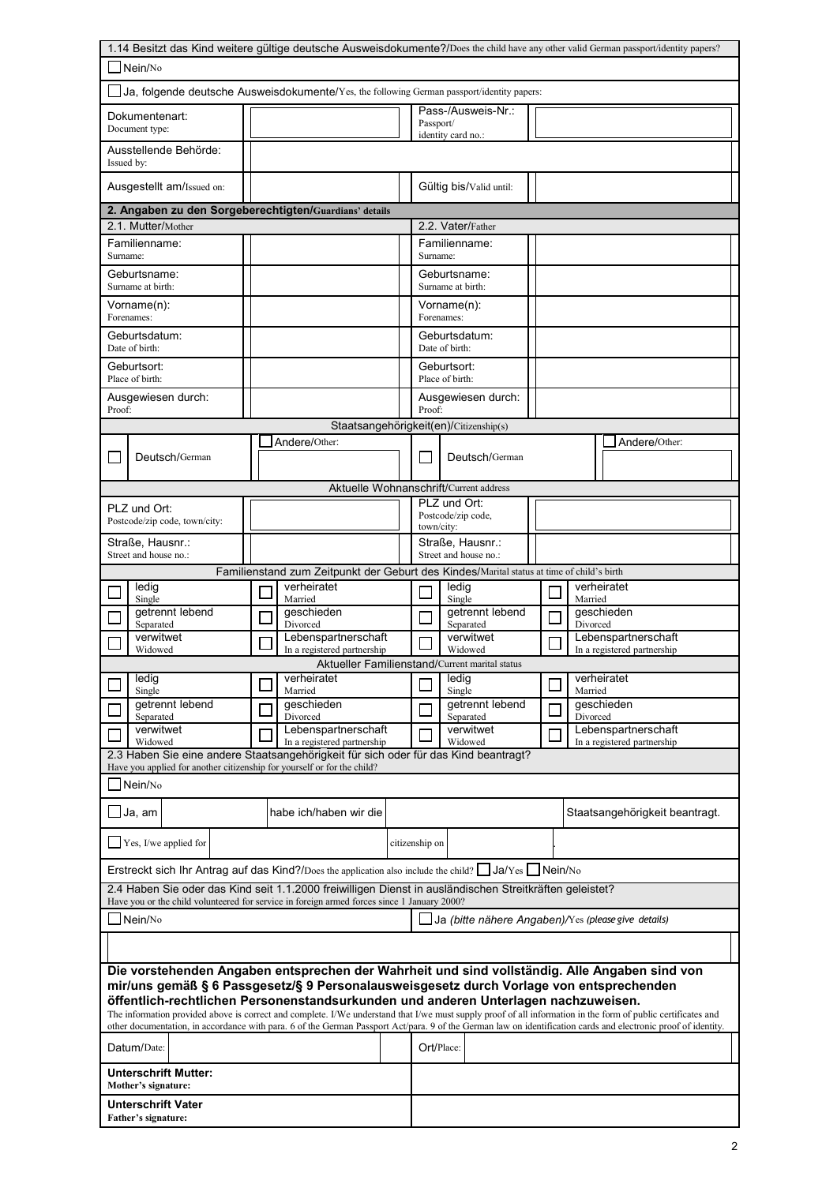**1.14 Besitzt das Kind weitere gültige deutsche Ausweisdokumente?**/Does the child have any other valid German passport/identity papers?

☐ Nein/No

☐ Ja, folgende deutsche Ausweisdokumente/Yes, the following German passport/identity papers:

| | | | |
|---|---|---|---|
| Dokumentenart: Document type: | | Pass-/Ausweis-Nr.: Passport/ identity card no.: | |
| Ausstellende Behörde: Issued by: | | | |
| Ausgestellt am/Issued on: | | Gültig bis/Valid until: | |

## 2. Angaben zu den Sorgeberechtigten/Guardians' details

| 2.1. Mutter/Mother | | 2.2. Vater/Father | |
|---|---|---|---|
| Familienname: Surname: | | Familienname: Surname: | |
| Geburtsname: Surname at birth: | | Geburtsname: Surname at birth: | |
| Vorname(n): Forenames: | | Vorname(n): Forenames: | |
| Geburtsdatum: Date of birth: | | Geburtsdatum: Date of birth: | |
| Geburtsort: Place of birth: | | Geburtsort: Place of birth: | |
| Ausgewiesen durch: Proof: | | Ausgewiesen durch: Proof: | |

**Staatsangehörigkeit(en)/Citizenship(s)**

| Mutter/Mother | | Vater/Father | |
|---|---|---|---|
| ☐ Deutsch/German | ☐ Andere/Other: | ☐ Deutsch/German | ☐ Andere/Other: |

**Aktuelle Wohnanschrift/Current address**

| | | | |
|---|---|---|---|
| PLZ und Ort: Postcode/zip code, town/city: | | PLZ und Ort: Postcode/zip code, town/city: | |
| Straße, Hausnr.: Street and house no.: | | Straße, Hausnr.: Street and house no.: | |

**Familienstand zum Zeitpunkt der Geburt des Kindes/Marital status at time of child's birth**

| Mutter/Mother | | Vater/Father | |
|---|---|---|---|
| ☐ ledig Single | ☐ verheiratet Married | ☐ ledig Single | ☐ verheiratet Married |
| ☐ getrennt lebend Separated | ☐ geschieden Divorced | ☐ getrennt lebend Separated | ☐ geschieden Divorced |
| ☐ verwitwet Widowed | ☐ Lebenspartnerschaft In a registered partnership | ☐ verwitwet Widowed | ☐ Lebenspartnerschaft In a registered partnership |

**Aktueller Familienstand/Current marital status**

| Mutter/Mother | | Vater/Father | |
|---|---|---|---|
| ☐ ledig Single | ☐ verheiratet Married | ☐ ledig Single | ☐ verheiratet Married |
| ☐ getrennt lebend Separated | ☐ geschieden Divorced | ☐ getrennt lebend Separated | ☐ geschieden Divorced |
| ☐ verwitwet Widowed | ☐ Lebenspartnerschaft In a registered partnership | ☐ verwitwet Widowed | ☐ Lebenspartnerschaft In a registered partnership |

**2.3 Haben Sie eine andere Staatsangehörigkeit für sich oder für das Kind beantragt?**
Have you applied for another citizenship for yourself or for the child?

☐ Nein/No

☐ Ja, am ________ habe ich/haben wir die ________ Staatsangehörigkeit beantragt.

☐ Yes, I/we applied for ________ citizenship on ________.

Erstreckt sich Ihr Antrag auf das Kind?/Does the application also include the child? ☐ Ja/Yes ☐ Nein/No

**2.4 Haben Sie oder das Kind seit 1.1.2000 freiwilligen Dienst in ausländischen Streitkräften geleistet?**
Have you or the child volunteered for service in foreign armed forces since 1 January 2000?

☐ Nein/No ☐ Ja *(bitte nähere Angaben)*/Yes *(please give details)*

**Die vorstehenden Angaben entsprechen der Wahrheit und sind vollständig. Alle Angaben sind von mir/uns gemäß § 6 Passgesetz/§ 9 Personalausweisgesetz durch Vorlage von entsprechenden öffentlich-rechtlichen Personenstandsurkunden und anderen Unterlagen nachzuweisen.**
The information provided above is correct and complete. I/We understand that I/we must supply proof of all information in the form of public certificates and other documentation, in accordance with para. 6 of the German Passport Act/para. 9 of the German law on identification cards and electronic proof of identity.

| | | | |
|---|---|---|---|
| Datum/Date: | | Ort/Place: | |
| **Unterschrift Mutter:** **Mother's signature:** | | | |
| **Unterschrift Vater** **Father's signature:** | | | |